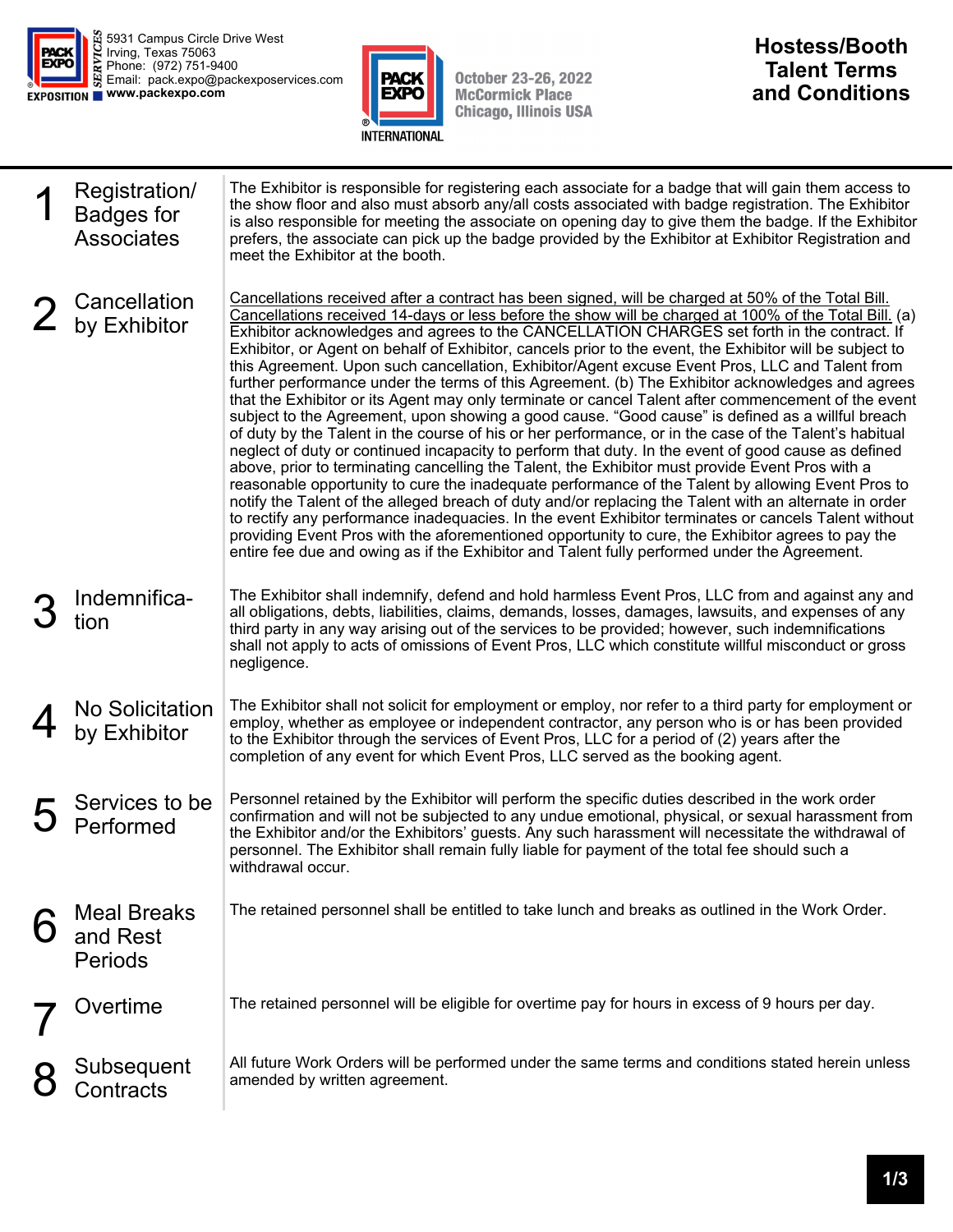PACK EXPO SERVICES
5931 Campus Circle Drive West
Irving, Texas 75063
Phone: (972) 751-9400
Email: pack.expo@packexposervices.com
www.packexpo.com

PACK EXPO INTERNATIONAL
October 23-26, 2022
McCormick Place
Chicago, Illinois USA

# Hostess/Booth Talent Terms and Conditions

## 1 Registration/ Badges for Associates

The Exhibitor is responsible for registering each associate for a badge that will gain them access to the show floor and also must absorb any/all costs associated with badge registration. The Exhibitor is also responsible for meeting the associate on opening day to give them the badge. If the Exhibitor prefers, the associate can pick up the badge provided by the Exhibitor at Exhibitor Registration and meet the Exhibitor at the booth.

## 2 Cancellation by Exhibitor

<u>Cancellations received after a contract has been signed, will be charged at 50% of the Total Bill. Cancellations received 14-days or less before the show will be charged at 100% of the Total Bill.</u> (a) Exhibitor acknowledges and agrees to the CANCELLATION CHARGES set forth in the contract. If Exhibitor, or Agent on behalf of Exhibitor, cancels prior to the event, the Exhibitor will be subject to this Agreement. Upon such cancellation, Exhibitor/Agent excuse Event Pros, LLC and Talent from further performance under the terms of this Agreement. (b) The Exhibitor acknowledges and agrees that the Exhibitor or its Agent may only terminate or cancel Talent after commencement of the event subject to the Agreement, upon showing a good cause. “Good cause” is defined as a willful breach of duty by the Talent in the course of his or her performance, or in the case of the Talent’s habitual neglect of duty or continued incapacity to perform that duty. In the event of good cause as defined above, prior to terminating cancelling the Talent, the Exhibitor must provide Event Pros with a reasonable opportunity to cure the inadequate performance of the Talent by allowing Event Pros to notify the Talent of the alleged breach of duty and/or replacing the Talent with an alternate in order to rectify any performance inadequacies. In the event Exhibitor terminates or cancels Talent without providing Event Pros with the aforementioned opportunity to cure, the Exhibitor agrees to pay the entire fee due and owing as if the Exhibitor and Talent fully performed under the Agreement.

## 3 Indemnification

The Exhibitor shall indemnify, defend and hold harmless Event Pros, LLC from and against any and all obligations, debts, liabilities, claims, demands, losses, damages, lawsuits, and expenses of any third party in any way arising out of the services to be provided; however, such indemnifications shall not apply to acts of omissions of Event Pros, LLC which constitute willful misconduct or gross negligence.

## 4 No Solicitation by Exhibitor

The Exhibitor shall not solicit for employment or employ, nor refer to a third party for employment or employ, whether as employee or independent contractor, any person who is or has been provided to the Exhibitor through the services of Event Pros, LLC for a period of (2) years after the completion of any event for which Event Pros, LLC served as the booking agent.

## 5 Services to be Performed

Personnel retained by the Exhibitor will perform the specific duties described in the work order confirmation and will not be subjected to any undue emotional, physical, or sexual harassment from the Exhibitor and/or the Exhibitors’ guests. Any such harassment will necessitate the withdrawal of personnel. The Exhibitor shall remain fully liable for payment of the total fee should such a withdrawal occur.

## 6 Meal Breaks and Rest Periods

The retained personnel shall be entitled to take lunch and breaks as outlined in the Work Order.

## 7 Overtime

The retained personnel will be eligible for overtime pay for hours in excess of 9 hours per day.

## 8 Subsequent Contracts

All future Work Orders will be performed under the same terms and conditions stated herein unless amended by written agreement.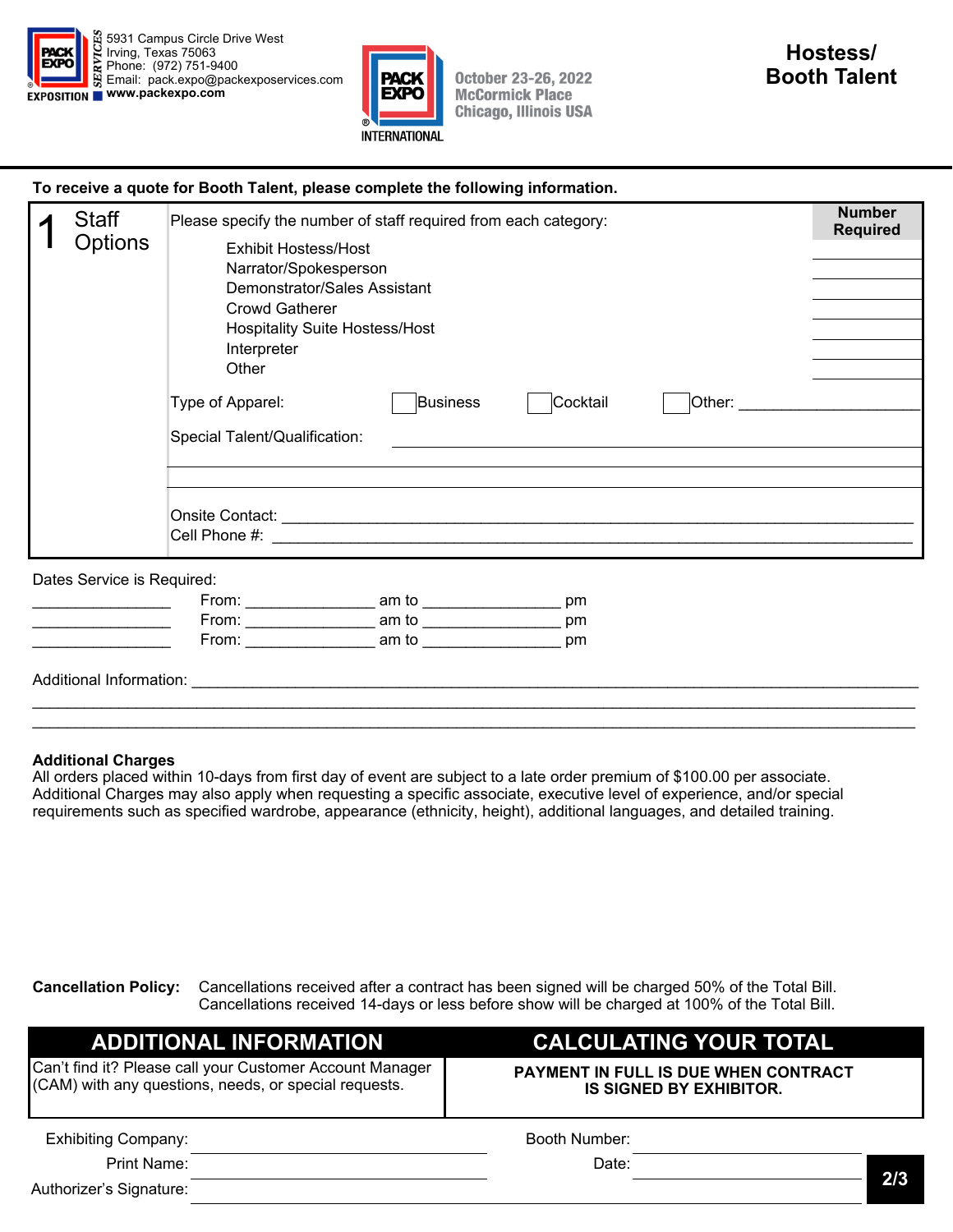PACK EXPO SERVICES
5931 Campus Circle Drive West
Irving, Texas 75063
Phone: (972) 751-9400
Email: pack.expo@packexposervices.com
www.packexpo.com

PACK EXPO INTERNATIONAL
October 23-26, 2022
McCormick Place
Chicago, Illinois USA

# Hostess/ Booth Talent

**To receive a quote for Booth Talent, please complete the following information.**

## 1 Staff Options

Please specify the number of staff required from each category:

| Category | Number Required |
|---|---|
| Exhibit Hostess/Host | |
| Narrator/Spokesperson | |
| Demonstrator/Sales Assistant | |
| Crowd Gatherer | |
| Hospitality Suite Hostess/Host | |
| Interpreter | |
| Other | |

Type of Apparel: ☐ Business ☐ Cocktail ☐ Other: ____________________

Special Talent/Qualification: ______________________________________________

______________________________________________

______________________________________________

Onsite Contact: ______________________________________________

Cell Phone #: ______________________________________________

Dates Service is Required:

______________ From: ______________ am to ______________ pm
______________ From: ______________ am to ______________ pm
______________ From: ______________ am to ______________ pm

Additional Information: ______________________________________________

______________________________________________

______________________________________________

**Additional Charges**
All orders placed within 10-days from first day of event are subject to a late order premium of $100.00 per associate. Additional Charges may also apply when requesting a specific associate, executive level of experience, and/or special requirements such as specified wardrobe, appearance (ethnicity, height), additional languages, and detailed training.

**Cancellation Policy:** Cancellations received after a contract has been signed will be charged 50% of the Total Bill. Cancellations received 14-days or less before show will be charged at 100% of the Total Bill.

| ADDITIONAL INFORMATION | CALCULATING YOUR TOTAL |
|---|---|
| Can't find it? Please call your Customer Account Manager (CAM) with any questions, needs, or special requests. | **PAYMENT IN FULL IS DUE WHEN CONTRACT IS SIGNED BY EXHIBITOR.** |

Exhibiting Company: ______________________ Booth Number: ______________________

Print Name: ______________________ Date: ______________________

Authorizer's Signature: ______________________________________________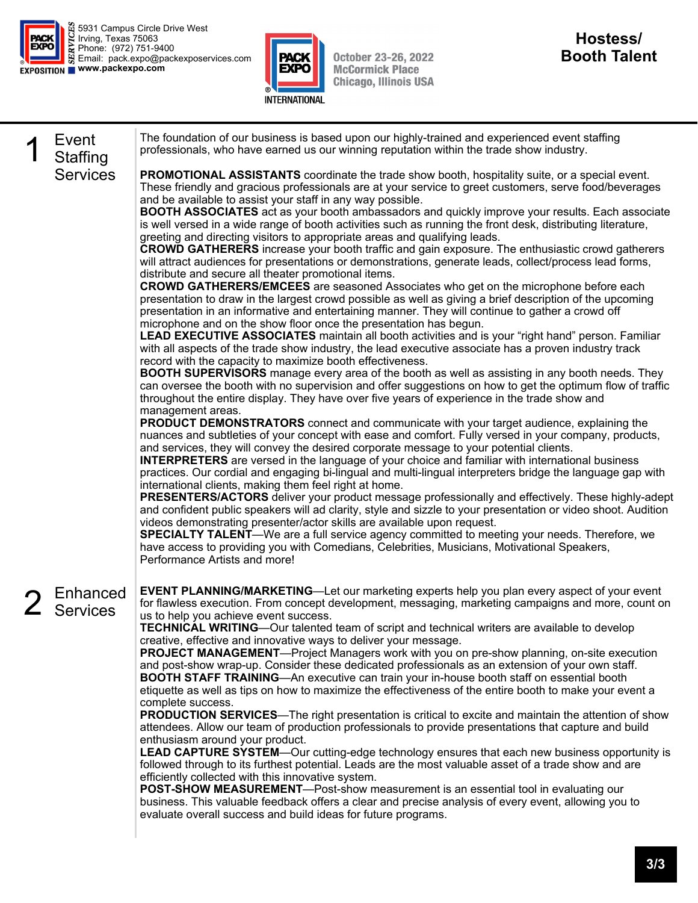5931 Campus Circle Drive West
Irving, Texas 75063
Phone: (972) 751-9400
Email: pack.expo@packexposervices.com
**www.packexpo.com**

October 23-26, 2022
McCormick Place
Chicago, Illinois USA

# Hostess/ Booth Talent

## 1 Event Staffing Services

The foundation of our business is based upon our highly-trained and experienced event staffing professionals, who have earned us our winning reputation within the trade show industry.

**PROMOTIONAL ASSISTANTS** coordinate the trade show booth, hospitality suite, or a special event. These friendly and gracious professionals are at your service to greet customers, serve food/beverages and be available to assist your staff in any way possible.
**BOOTH ASSOCIATES** act as your booth ambassadors and quickly improve your results. Each associate is well versed in a wide range of booth activities such as running the front desk, distributing literature, greeting and directing visitors to appropriate areas and qualifying leads.
**CROWD GATHERERS** increase your booth traffic and gain exposure. The enthusiastic crowd gatherers will attract audiences for presentations or demonstrations, generate leads, collect/process lead forms, distribute and secure all theater promotional items.
**CROWD GATHERERS/EMCEES** are seasoned Associates who get on the microphone before each presentation to draw in the largest crowd possible as well as giving a brief description of the upcoming presentation in an informative and entertaining manner. They will continue to gather a crowd off microphone and on the show floor once the presentation has begun.
**LEAD EXECUTIVE ASSOCIATES** maintain all booth activities and is your "right hand" person. Familiar with all aspects of the trade show industry, the lead executive associate has a proven industry track record with the capacity to maximize booth effectiveness.
**BOOTH SUPERVISORS** manage every area of the booth as well as assisting in any booth needs. They can oversee the booth with no supervision and offer suggestions on how to get the optimum flow of traffic throughout the entire display. They have over five years of experience in the trade show and management areas.
**PRODUCT DEMONSTRATORS** connect and communicate with your target audience, explaining the nuances and subtleties of your concept with ease and comfort. Fully versed in your company, products, and services, they will convey the desired corporate message to your potential clients.
**INTERPRETERS** are versed in the language of your choice and familiar with international business practices. Our cordial and engaging bi-lingual and multi-lingual interpreters bridge the language gap with international clients, making them feel right at home.
**PRESENTERS/ACTORS** deliver your product message professionally and effectively. These highly-adept and confident public speakers will ad clarity, style and sizzle to your presentation or video shoot. Audition videos demonstrating presenter/actor skills are available upon request.
**SPECIALTY TALENT**—We are a full service agency committed to meeting your needs. Therefore, we have access to providing you with Comedians, Celebrities, Musicians, Motivational Speakers, Performance Artists and more!

## 2 Enhanced Services

**EVENT PLANNING/MARKETING**—Let our marketing experts help you plan every aspect of your event for flawless execution. From concept development, messaging, marketing campaigns and more, count on us to help you achieve event success.
**TECHNICAL WRITING**—Our talented team of script and technical writers are available to develop creative, effective and innovative ways to deliver your message.
**PROJECT MANAGEMENT**—Project Managers work with you on pre-show planning, on-site execution and post-show wrap-up. Consider these dedicated professionals as an extension of your own staff.
**BOOTH STAFF TRAINING**—An executive can train your in-house booth staff on essential booth etiquette as well as tips on how to maximize the effectiveness of the entire booth to make your event a complete success.
**PRODUCTION SERVICES**—The right presentation is critical to excite and maintain the attention of show attendees. Allow our team of production professionals to provide presentations that capture and build enthusiasm around your product.
**LEAD CAPTURE SYSTEM**—Our cutting-edge technology ensures that each new business opportunity is followed through to its furthest potential. Leads are the most valuable asset of a trade show and are efficiently collected with this innovative system.
**POST-SHOW MEASUREMENT**—Post-show measurement is an essential tool in evaluating our business. This valuable feedback offers a clear and precise analysis of every event, allowing you to evaluate overall success and build ideas for future programs.